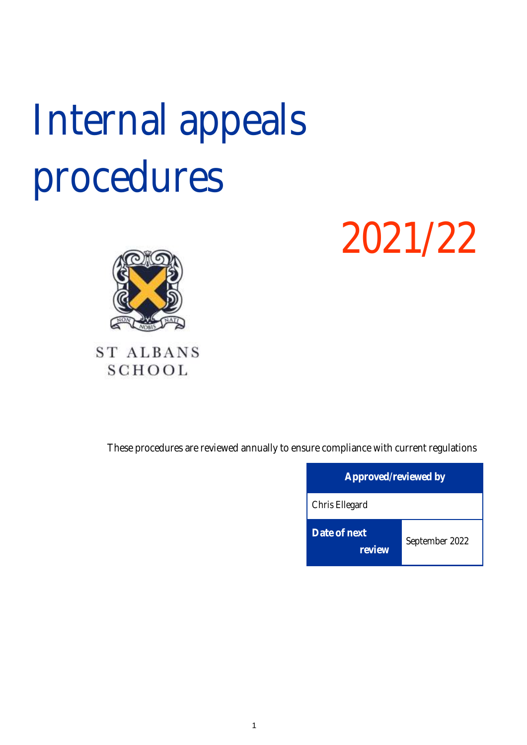# Internal appeals procedures

2021/22

ST ALBANS SCHOOL

These procedures are reviewed annually to ensure compliance with current regulations

| Approved/reviewed by | |
|---|---|
| Chris Ellegard | |
| Date of next review | September 2022 |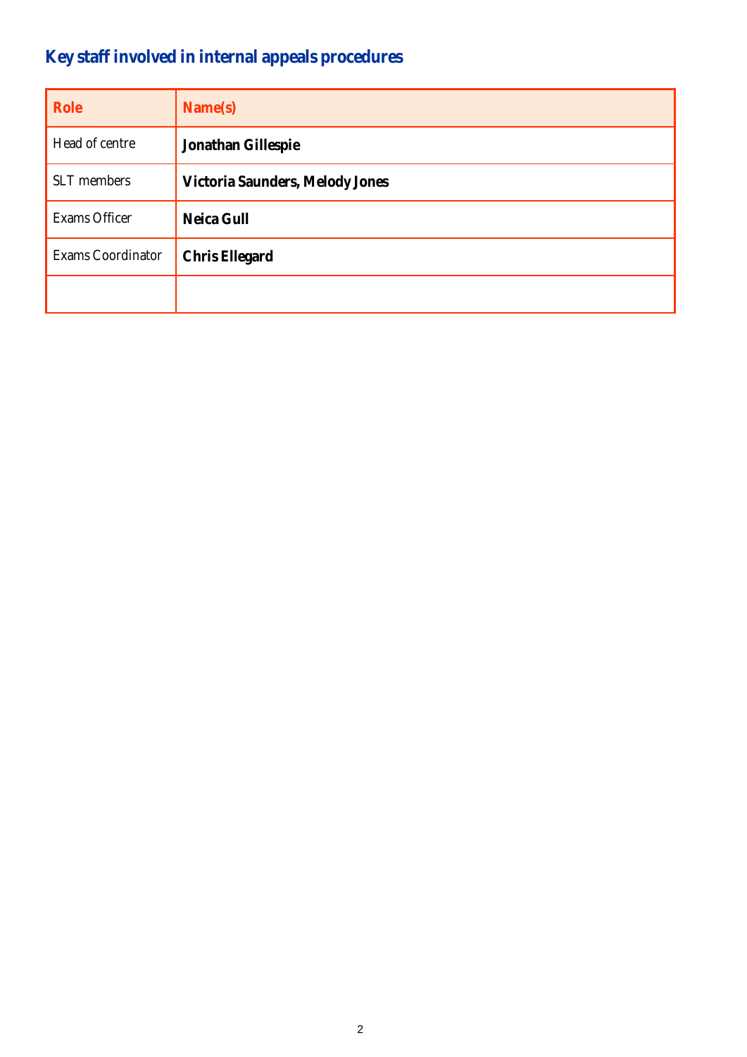## Key staff involved in internal appeals procedures

| Role | Name(s) |
|---|---|
| Head of centre | **Jonathan Gillespie** |
| SLT members | **Victoria Saunders, Melody Jones** |
| Exams Officer | **Neica Gull** |
| Exams Coordinator | **Chris Ellegard** |
| | |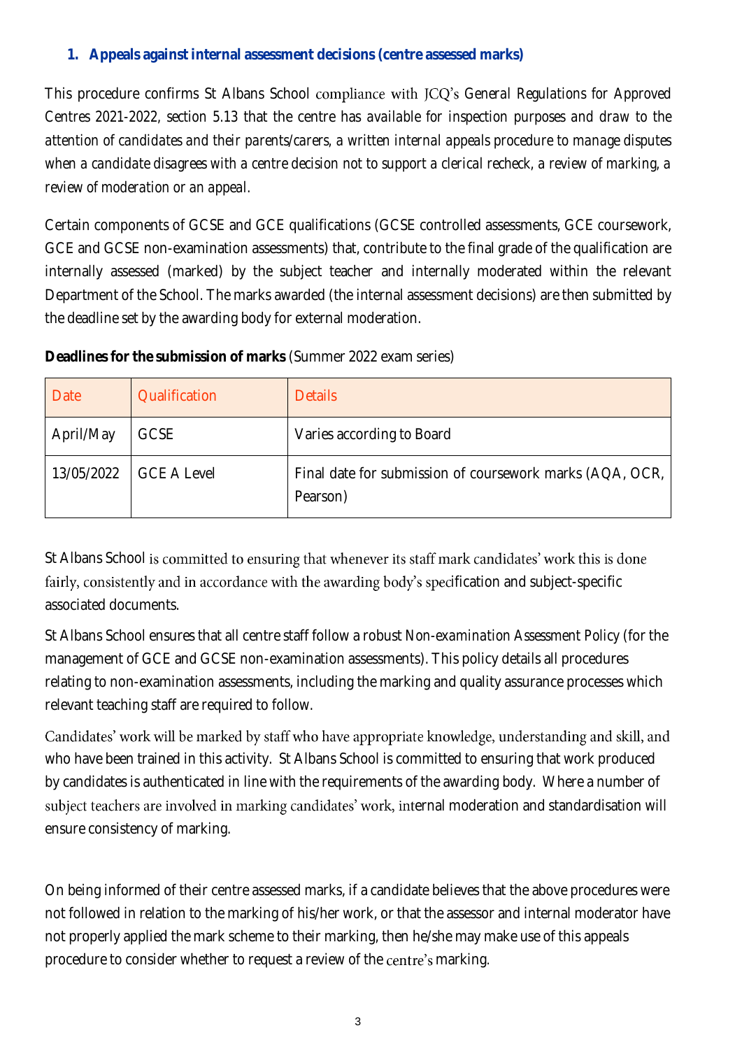## 1. Appeals against internal assessment decisions (centre assessed marks)

This procedure confirms St Albans School compliance with JCQ's *General Regulations for Approved Centres 2021-2022, section 5.13* that the centre has *available for inspection purposes and draw to the attention of candidates and their parents/carers, a written internal appeals procedure to manage disputes when a candidate disagrees with a centre decision not to support a clerical recheck, a review of marking, a review of moderation or an appeal.*

Certain components of GCSE and GCE qualifications (GCSE controlled assessments, GCE coursework, GCE and GCSE non-examination assessments) that, contribute to the final grade of the qualification are internally assessed (marked) by the subject teacher and internally moderated within the relevant Department of the School. The marks awarded (the internal assessment decisions) are then submitted by the deadline set by the awarding body for external moderation.

**Deadlines for the submission of marks** (Summer 2022 exam series)

| Date | Qualification | Details |
|---|---|---|
| April/May | GCSE | Varies according to Board |
| 13/05/2022 | GCE A Level | Final date for submission of coursework marks (AQA, OCR, Pearson) |

St Albans School is committed to ensuring that whenever its staff mark candidates' work this is done fairly, consistently and in accordance with the awarding body's specification and subject-specific associated documents.

St Albans School ensures that all centre staff follow a robust *Non-examination Assessment Policy* (for the management of GCE and GCSE non-examination assessments). This policy details all procedures relating to non-examination assessments, including the marking and quality assurance processes which relevant teaching staff are required to follow.

Candidates' work will be marked by staff who have appropriate knowledge, understanding and skill, and who have been trained in this activity. St Albans School is committed to ensuring that work produced by candidates is authenticated in line with the requirements of the awarding body. Where a number of subject teachers are involved in marking candidates' work, internal moderation and standardisation will ensure consistency of marking.

On being informed of their centre assessed marks, if a candidate believes that the above procedures were not followed in relation to the marking of his/her work, or that the assessor and internal moderator have not properly applied the mark scheme to their marking, then he/she may make use of this appeals procedure to consider whether to request a review of the centre's marking.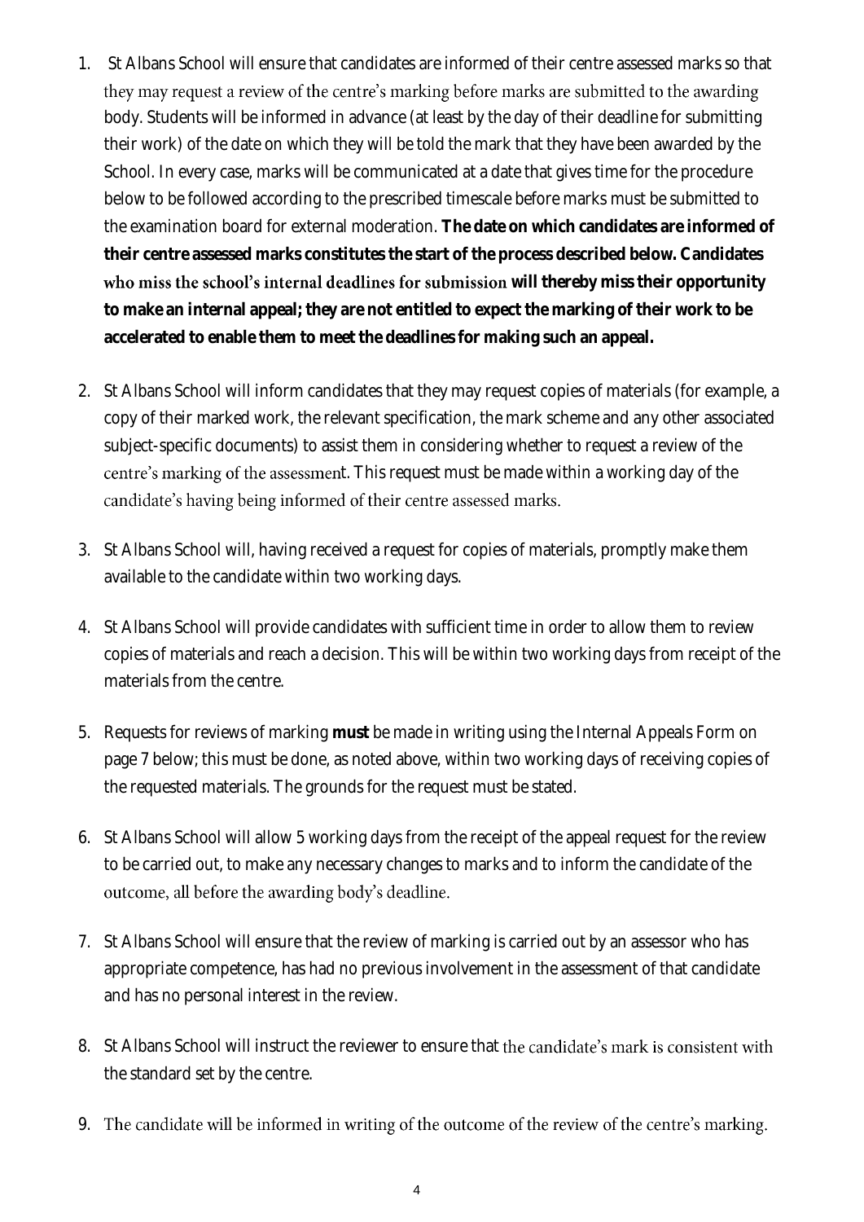1. St Albans School will ensure that candidates are informed of their centre assessed marks so that they may request a review of the centre's marking before marks are submitted to the awarding body. Students will be informed in advance (at least by the day of their deadline for submitting their work) of the date on which they will be told the mark that they have been awarded by the School. In every case, marks will be communicated at a date that gives time for the procedure below to be followed according to the prescribed timescale before marks must be submitted to the examination board for external moderation. **The date on which candidates are informed of their centre assessed marks constitutes the start of the process described below. Candidates who miss the school's internal deadlines for submission will thereby miss their opportunity to make an internal appeal; they are not entitled to expect the marking of their work to be accelerated to enable them to meet the deadlines for making such an appeal.**

2. St Albans School will inform candidates that they may request copies of materials (for example, a copy of their marked work, the relevant specification, the mark scheme and any other associated subject-specific documents) to assist them in considering whether to request a review of the centre's marking of the assessment. This request must be made within a working day of the candidate's having being informed of their centre assessed marks.

3. St Albans School will, having received a request for copies of materials, promptly make them available to the candidate within two working days.

4. St Albans School will provide candidates with sufficient time in order to allow them to review copies of materials and reach a decision. This will be within two working days from receipt of the materials from the centre.

5. Requests for reviews of marking **must** be made in writing using the Internal Appeals Form on page 7 below; this must be done, as noted above, within two working days of receiving copies of the requested materials. The grounds for the request must be stated.

6. St Albans School will allow 5 working days from the receipt of the appeal request for the review to be carried out, to make any necessary changes to marks and to inform the candidate of the outcome, all before the awarding body's deadline.

7. St Albans School will ensure that the review of marking is carried out by an assessor who has appropriate competence, has had no previous involvement in the assessment of that candidate and has no personal interest in the review.

8. St Albans School will instruct the reviewer to ensure that the candidate's mark is consistent with the standard set by the centre.

9. The candidate will be informed in writing of the outcome of the review of the centre's marking.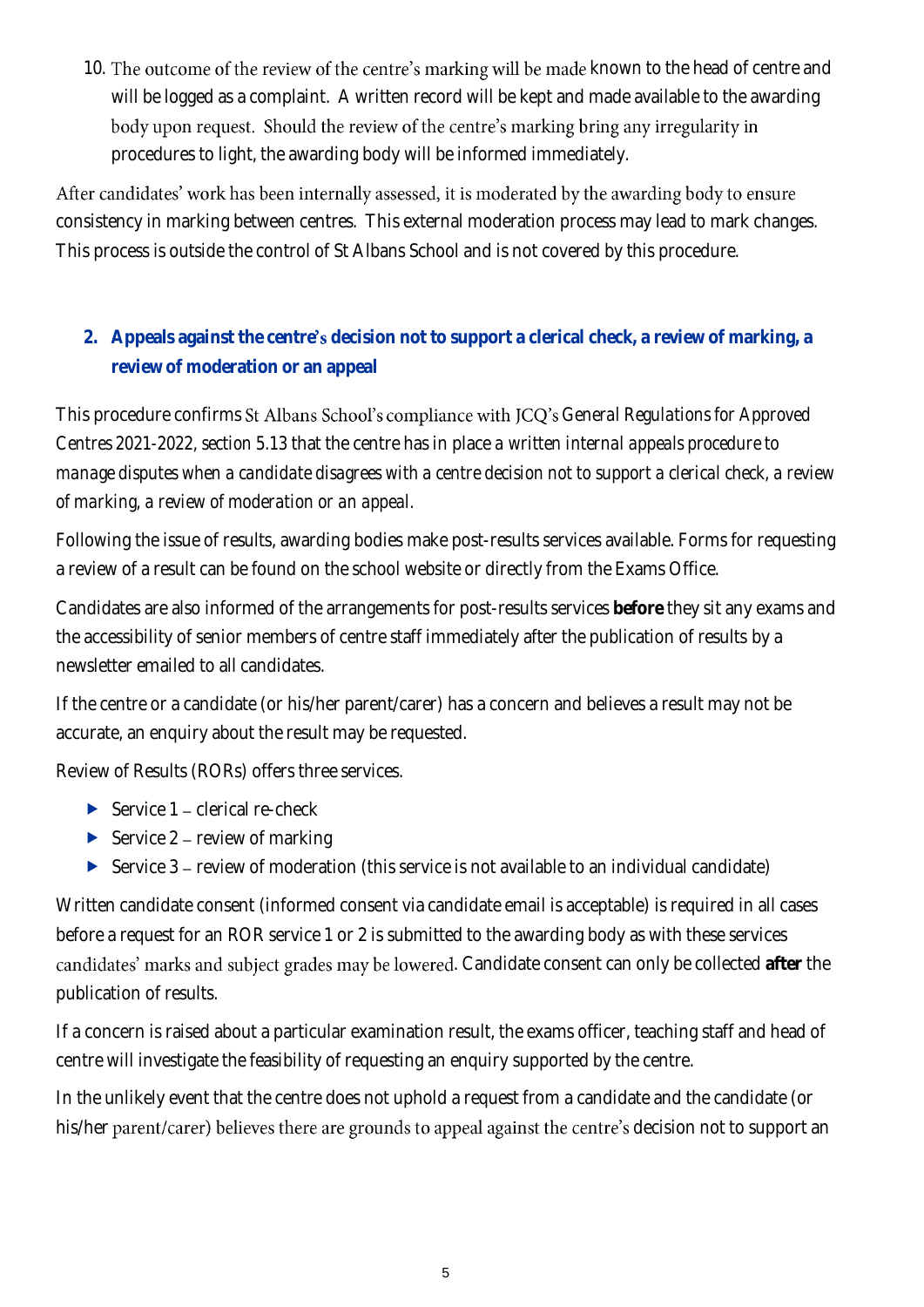10. The outcome of the review of the centre's marking will be made known to the head of centre and will be logged as a complaint. A written record will be kept and made available to the awarding body upon request. Should the review of the centre's marking bring any irregularity in procedures to light, the awarding body will be informed immediately.

After candidates' work has been internally assessed, it is moderated by the awarding body to ensure consistency in marking between centres. This external moderation process may lead to mark changes. This process is outside the control of St Albans School and is not covered by this procedure.

## 2. Appeals against the centre's decision not to support a clerical check, a review of marking, a review of moderation or an appeal

This procedure confirms St Albans School's compliance with JCQ's *General Regulations for Approved Centres 2021-2022*, section 5.13 that the centre has in place *a written internal appeals procedure to manage disputes when a candidate disagrees with a centre decision not to support a clerical check, a review of marking, a review of moderation or an appeal.*

Following the issue of results, awarding bodies make post-results services available. Forms for requesting a review of a result can be found on the school website or directly from the Exams Office.

Candidates are also informed of the arrangements for post-results services **before** they sit any exams and the accessibility of senior members of centre staff immediately after the publication of results by a newsletter emailed to all candidates.

If the centre or a candidate (or his/her parent/carer) has a concern and believes a result may not be accurate, an enquiry about the result may be requested.

Review of Results (RORs) offers three services.

- Service 1 – clerical re-check
- Service 2 – review of marking
- Service 3 – review of moderation (this service is not available to an individual candidate)

Written candidate consent (informed consent via candidate email is acceptable) is required in all cases before a request for an ROR service 1 or 2 is submitted to the awarding body as with these services candidates' marks and subject grades may be lowered. Candidate consent can only be collected **after** the publication of results.

If a concern is raised about a particular examination result, the exams officer, teaching staff and head of centre will investigate the feasibility of requesting an enquiry supported by the centre.

In the unlikely event that the centre does not uphold a request from a candidate and the candidate (or his/her parent/carer) believes there are grounds to appeal against the centre's decision not to support an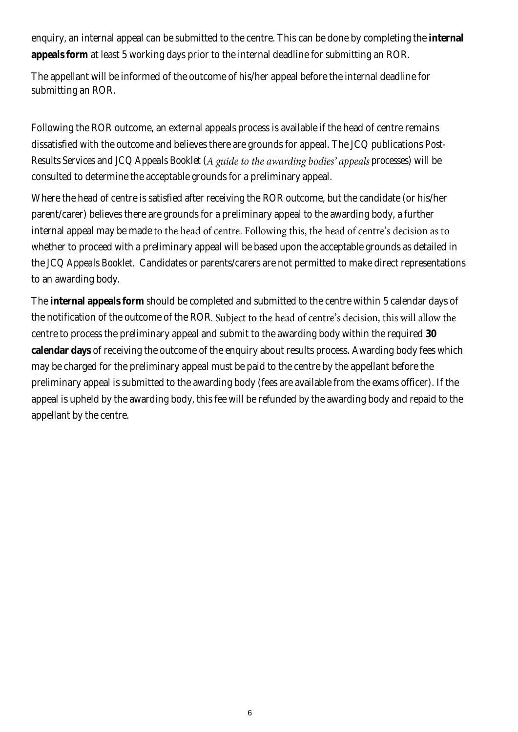enquiry, an internal appeal can be submitted to the centre. This can be done by completing the **internal appeals form** at least 5 working days prior to the internal deadline for submitting an ROR.

The appellant will be informed of the outcome of his/her appeal before the internal deadline for submitting an ROR.

Following the ROR outcome, an external appeals process is available if the head of centre remains dissatisfied with the outcome and believes there are grounds for appeal. The JCQ publications *Post-Results Services* and *JCQ Appeals Booklet* (*A guide to the awarding bodies' appeals* processes) will be consulted to determine the acceptable grounds for a preliminary appeal.

Where the head of centre is satisfied after receiving the ROR outcome, but the candidate (or his/her parent/carer) believes there are grounds for a preliminary appeal to the awarding body, a further internal appeal may be made to the head of centre. Following this, the head of centre's decision as to whether to proceed with a preliminary appeal will be based upon the acceptable grounds as detailed in the *JCQ Appeals Booklet*. Candidates or parents/carers are not permitted to make direct representations to an awarding body.

The **internal appeals form** should be completed and submitted to the centre within 5 calendar days of the notification of the outcome of the ROR. Subject to the head of centre's decision, this will allow the centre to process the preliminary appeal and submit to the awarding body within the required **30 calendar days** of receiving the outcome of the enquiry about results process. Awarding body fees which may be charged for the preliminary appeal must be paid to the centre by the appellant before the preliminary appeal is submitted to the awarding body (fees are available from the exams officer). If the appeal is upheld by the awarding body, this fee will be refunded by the awarding body and repaid to the appellant by the centre.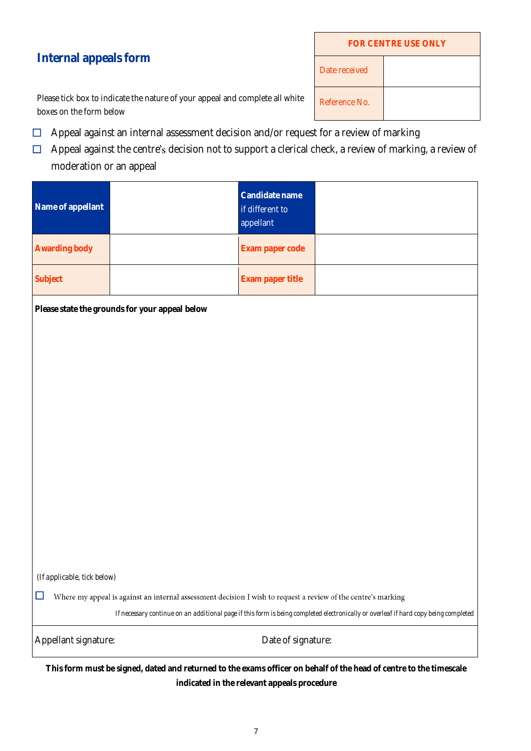## Internal appeals form

| FOR CENTRE USE ONLY | |
|---|---|
| Date received | |
| Reference No. | |

Please tick box to indicate the nature of your appeal and complete all white boxes on the form below

☐ Appeal against an internal assessment decision and/or request for a review of marking

☐ Appeal against the centre's decision not to support a clerical check, a review of marking, a review of moderation or an appeal

| **Name of appellant** | | **Candidate name** if different to appellant | |
|---|---|---|---|
| **Awarding body** | | **Exam paper code** | |
| **Subject** | | **Exam paper title** | |

**Please state the grounds for your appeal below**

*(If applicable, tick below)*

☐ Where my appeal is against an internal assessment decision I wish to request a review of the centre's marking

*If necessary continue on an additional page if this form is being completed electronically or overleaf if hard copy being completed*

Appellant signature: Date of signature:

**This form must be signed, dated and returned to the exams officer on behalf of the head of centre to the timescale indicated in the relevant appeals procedure**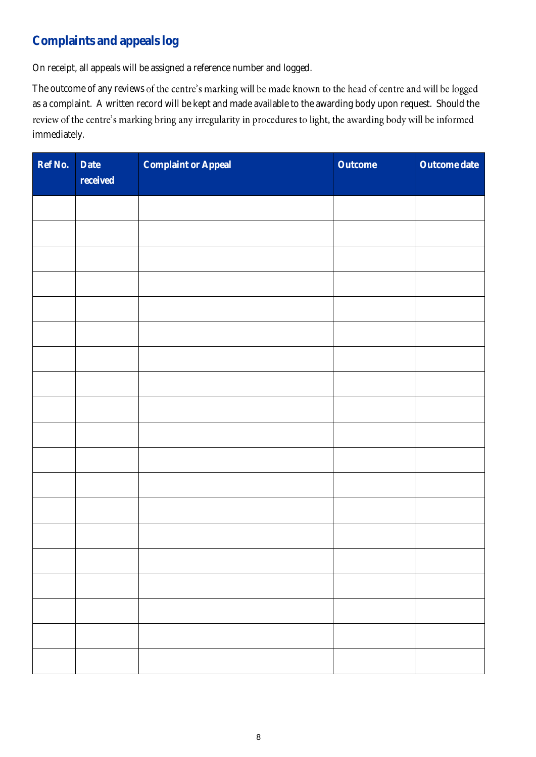## Complaints and appeals log

On receipt, all appeals will be assigned a reference number and logged.

The outcome of any reviews of the centre's marking will be made known to the head of centre and will be logged as a complaint. A written record will be kept and made available to the awarding body upon request. Should the review of the centre's marking bring any irregularity in procedures to light, the awarding body will be informed immediately.

| Ref No. | Date received | Complaint or Appeal | Outcome | Outcome date |
|---|---|---|---|---|
| | | | | |
| | | | | |
| | | | | |
| | | | | |
| | | | | |
| | | | | |
| | | | | |
| | | | | |
| | | | | |
| | | | | |
| | | | | |
| | | | | |
| | | | | |
| | | | | |
| | | | | |
| | | | | |
| | | | | |
| | | | | |
| | | | | |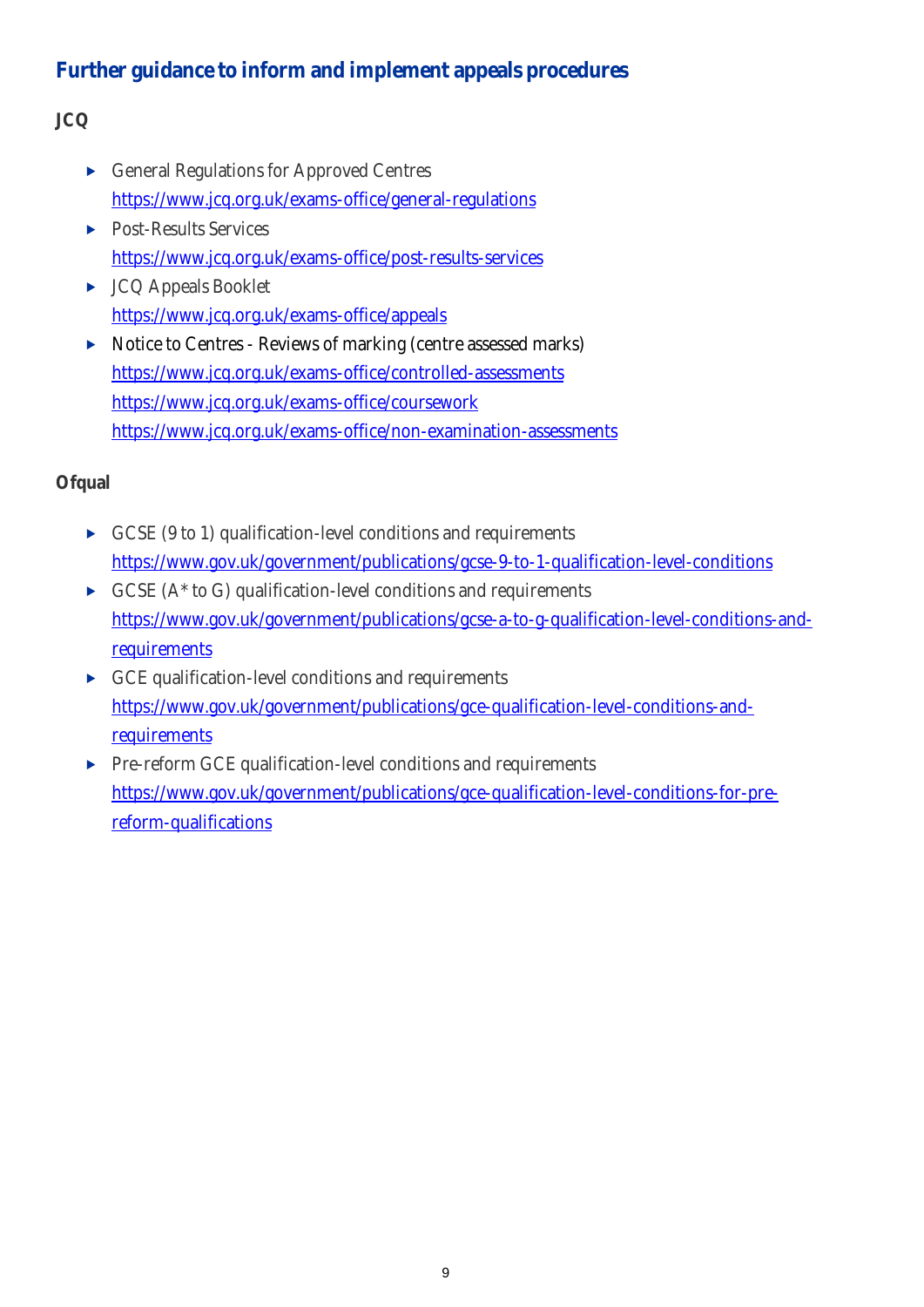## Further guidance to inform and implement appeals procedures

### JCQ

- General Regulations for Approved Centres
  https://www.jcq.org.uk/exams-office/general-regulations
- Post-Results Services
  https://www.jcq.org.uk/exams-office/post-results-services
- JCQ Appeals Booklet
  https://www.jcq.org.uk/exams-office/appeals
- Notice to Centres - Reviews of marking (centre assessed marks)
  https://www.jcq.org.uk/exams-office/controlled-assessments
  https://www.jcq.org.uk/exams-office/coursework
  https://www.jcq.org.uk/exams-office/non-examination-assessments

### Ofqual

- GCSE (9 to 1) qualification-level conditions and requirements
  https://www.gov.uk/government/publications/gcse-9-to-1-qualification-level-conditions
- GCSE (A* to G) qualification-level conditions and requirements
  https://www.gov.uk/government/publications/gcse-a-to-g-qualification-level-conditions-and-requirements
- GCE qualification-level conditions and requirements
  https://www.gov.uk/government/publications/gce-qualification-level-conditions-and-requirements
- Pre-reform GCE qualification-level conditions and requirements
  https://www.gov.uk/government/publications/gce-qualification-level-conditions-for-pre-reform-qualifications